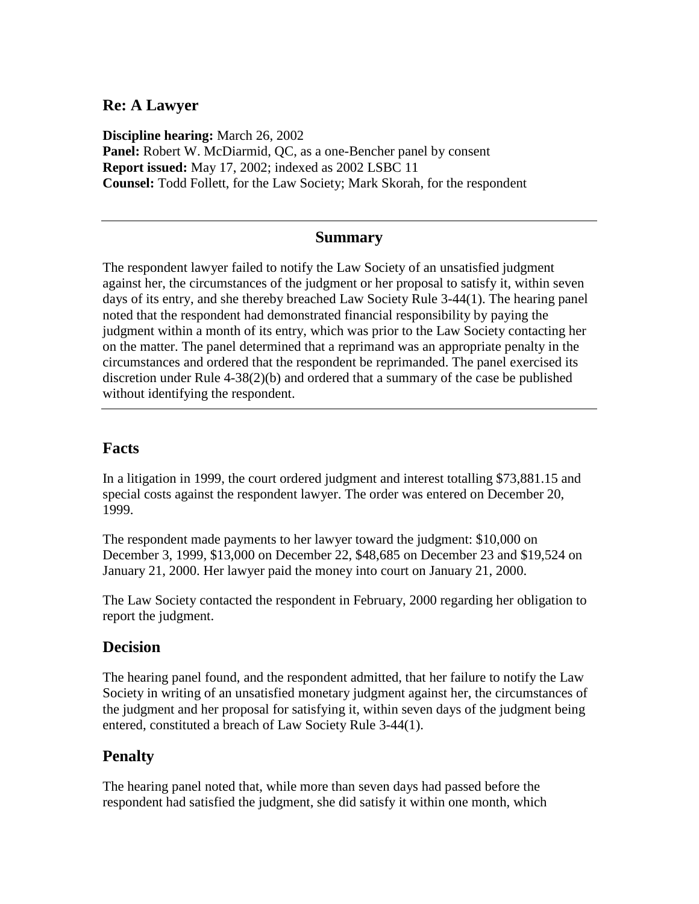## Re: A Lawyer

**Discipline hearing:** March 26, 2002
**Panel:** Robert W. McDiarmid, QC, as a one-Bencher panel by consent
**Report issued:** May 17, 2002; indexed as 2002 LSBC 11
**Counsel:** Todd Follett, for the Law Society; Mark Skorah, for the respondent

---

### Summary

The respondent lawyer failed to notify the Law Society of an unsatisfied judgment against her, the circumstances of the judgment or her proposal to satisfy it, within seven days of its entry, and she thereby breached Law Society Rule 3-44(1). The hearing panel noted that the respondent had demonstrated financial responsibility by paying the judgment within a month of its entry, which was prior to the Law Society contacting her on the matter. The panel determined that a reprimand was an appropriate penalty in the circumstances and ordered that the respondent be reprimanded. The panel exercised its discretion under Rule 4-38(2)(b) and ordered that a summary of the case be published without identifying the respondent.

---

## Facts

In a litigation in 1999, the court ordered judgment and interest totalling $73,881.15 and special costs against the respondent lawyer. The order was entered on December 20, 1999.

The respondent made payments to her lawyer toward the judgment: $10,000 on December 3, 1999, $13,000 on December 22, $48,685 on December 23 and $19,524 on January 21, 2000. Her lawyer paid the money into court on January 21, 2000.

The Law Society contacted the respondent in February, 2000 regarding her obligation to report the judgment.

## Decision

The hearing panel found, and the respondent admitted, that her failure to notify the Law Society in writing of an unsatisfied monetary judgment against her, the circumstances of the judgment and her proposal for satisfying it, within seven days of the judgment being entered, constituted a breach of Law Society Rule 3-44(1).

## Penalty

The hearing panel noted that, while more than seven days had passed before the respondent had satisfied the judgment, she did satisfy it within one month, which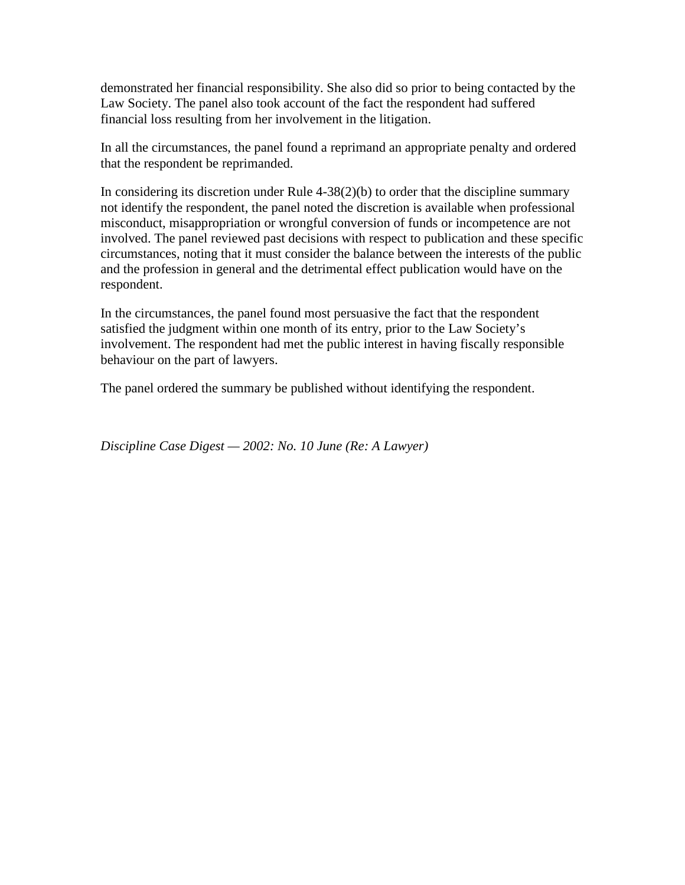demonstrated her financial responsibility. She also did so prior to being contacted by the Law Society. The panel also took account of the fact the respondent had suffered financial loss resulting from her involvement in the litigation.

In all the circumstances, the panel found a reprimand an appropriate penalty and ordered that the respondent be reprimanded.

In considering its discretion under Rule 4-38(2)(b) to order that the discipline summary not identify the respondent, the panel noted the discretion is available when professional misconduct, misappropriation or wrongful conversion of funds or incompetence are not involved. The panel reviewed past decisions with respect to publication and these specific circumstances, noting that it must consider the balance between the interests of the public and the profession in general and the detrimental effect publication would have on the respondent.

In the circumstances, the panel found most persuasive the fact that the respondent satisfied the judgment within one month of its entry, prior to the Law Society's involvement. The respondent had met the public interest in having fiscally responsible behaviour on the part of lawyers.

The panel ordered the summary be published without identifying the respondent.

*Discipline Case Digest — 2002: No. 10 June (Re: A Lawyer)*